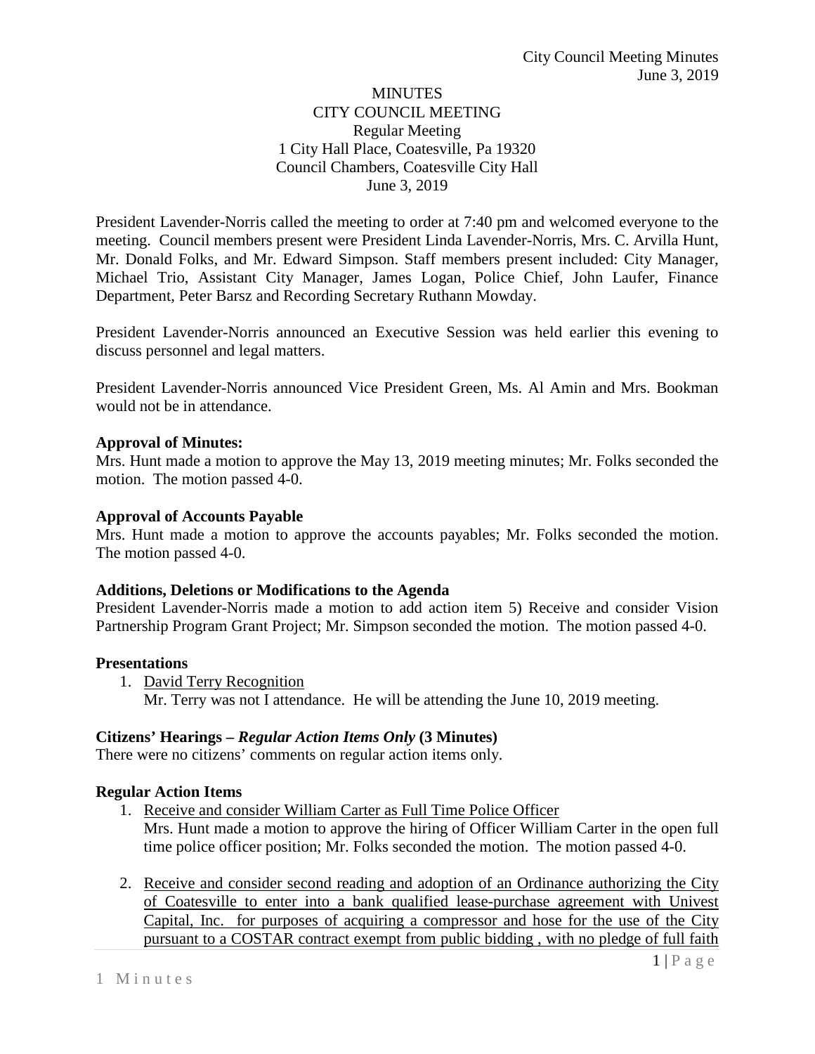MINUTES
CITY COUNCIL MEETING
Regular Meeting
1 City Hall Place, Coatesville, Pa 19320
Council Chambers, Coatesville City Hall
June 3, 2019

President Lavender-Norris called the meeting to order at 7:40 pm and welcomed everyone to the meeting. Council members present were President Linda Lavender-Norris, Mrs. C. Arvilla Hunt, Mr. Donald Folks, and Mr. Edward Simpson. Staff members present included: City Manager, Michael Trio, Assistant City Manager, James Logan, Police Chief, John Laufer, Finance Department, Peter Barsz and Recording Secretary Ruthann Mowday.

President Lavender-Norris announced an Executive Session was held earlier this evening to discuss personnel and legal matters.

President Lavender-Norris announced Vice President Green, Ms. Al Amin and Mrs. Bookman would not be in attendance.

**Approval of Minutes:**
Mrs. Hunt made a motion to approve the May 13, 2019 meeting minutes; Mr. Folks seconded the motion. The motion passed 4-0.

**Approval of Accounts Payable**
Mrs. Hunt made a motion to approve the accounts payables; Mr. Folks seconded the motion. The motion passed 4-0.

**Additions, Deletions or Modifications to the Agenda**
President Lavender-Norris made a motion to add action item 5) Receive and consider Vision Partnership Program Grant Project; Mr. Simpson seconded the motion. The motion passed 4-0.

**Presentations**

1. David Terry Recognition
   Mr. Terry was not I attendance. He will be attending the June 10, 2019 meeting.

**Citizens' Hearings – *Regular Action Items Only* (3 Minutes)**
There were no citizens' comments on regular action items only.

**Regular Action Items**

1. Receive and consider William Carter as Full Time Police Officer
   Mrs. Hunt made a motion to approve the hiring of Officer William Carter in the open full time police officer position; Mr. Folks seconded the motion. The motion passed 4-0.

2. Receive and consider second reading and adoption of an Ordinance authorizing the City of Coatesville to enter into a bank qualified lease-purchase agreement with Univest Capital, Inc. for purposes of acquiring a compressor and hose for the use of the City pursuant to a COSTAR contract exempt from public bidding , with no pledge of full faith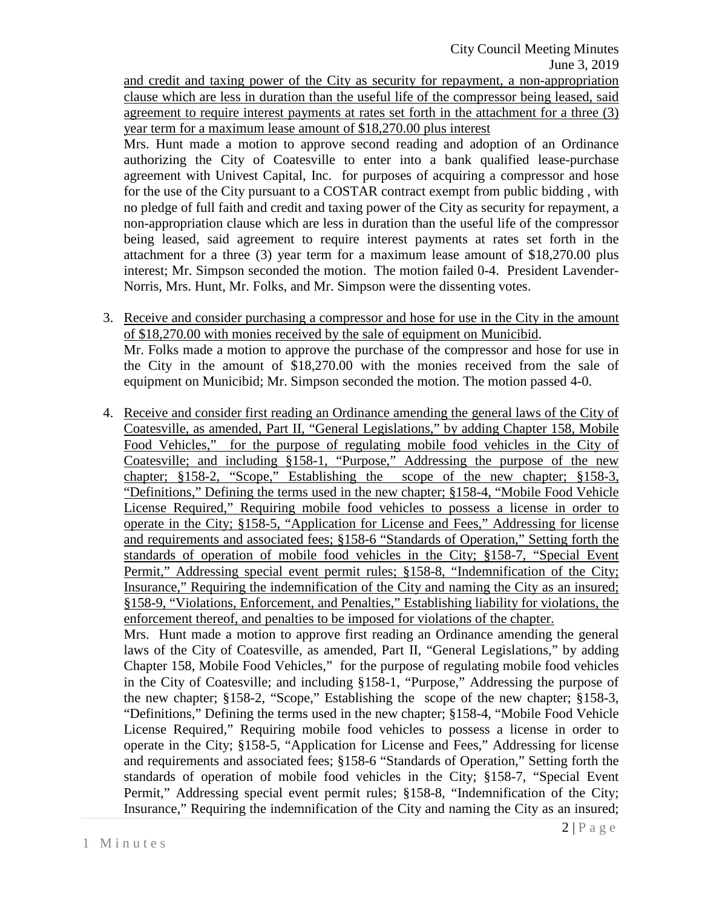and credit and taxing power of the City as security for repayment, a non-appropriation clause which are less in duration than the useful life of the compressor being leased, said agreement to require interest payments at rates set forth in the attachment for a three (3) year term for a maximum lease amount of $18,270.00 plus interest

Mrs. Hunt made a motion to approve second reading and adoption of an Ordinance authorizing the City of Coatesville to enter into a bank qualified lease-purchase agreement with Univest Capital, Inc. for purposes of acquiring a compressor and hose for the use of the City pursuant to a COSTAR contract exempt from public bidding , with no pledge of full faith and credit and taxing power of the City as security for repayment, a non-appropriation clause which are less in duration than the useful life of the compressor being leased, said agreement to require interest payments at rates set forth in the attachment for a three (3) year term for a maximum lease amount of $18,270.00 plus interest; Mr. Simpson seconded the motion. The motion failed 0-4. President Lavender-Norris, Mrs. Hunt, Mr. Folks, and Mr. Simpson were the dissenting votes.

3. Receive and consider purchasing a compressor and hose for use in the City in the amount of $18,270.00 with monies received by the sale of equipment on Municibid.
   Mr. Folks made a motion to approve the purchase of the compressor and hose for use in the City in the amount of $18,270.00 with the monies received from the sale of equipment on Municibid; Mr. Simpson seconded the motion. The motion passed 4-0.

4. Receive and consider first reading an Ordinance amending the general laws of the City of Coatesville, as amended, Part II, "General Legislations," by adding Chapter 158, Mobile Food Vehicles," for the purpose of regulating mobile food vehicles in the City of Coatesville; and including §158-1, "Purpose," Addressing the purpose of the new chapter; §158-2, "Scope," Establishing the scope of the new chapter; §158-3, "Definitions," Defining the terms used in the new chapter; §158-4, "Mobile Food Vehicle License Required," Requiring mobile food vehicles to possess a license in order to operate in the City; §158-5, "Application for License and Fees," Addressing for license and requirements and associated fees; §158-6 "Standards of Operation," Setting forth the standards of operation of mobile food vehicles in the City; §158-7, "Special Event Permit," Addressing special event permit rules; §158-8, "Indemnification of the City; Insurance," Requiring the indemnification of the City and naming the City as an insured; §158-9, "Violations, Enforcement, and Penalties," Establishing liability for violations, the enforcement thereof, and penalties to be imposed for violations of the chapter.
   Mrs. Hunt made a motion to approve first reading an Ordinance amending the general laws of the City of Coatesville, as amended, Part II, "General Legislations," by adding Chapter 158, Mobile Food Vehicles," for the purpose of regulating mobile food vehicles in the City of Coatesville; and including §158-1, "Purpose," Addressing the purpose of the new chapter; §158-2, "Scope," Establishing the scope of the new chapter; §158-3, "Definitions," Defining the terms used in the new chapter; §158-4, "Mobile Food Vehicle License Required," Requiring mobile food vehicles to possess a license in order to operate in the City; §158-5, "Application for License and Fees," Addressing for license and requirements and associated fees; §158-6 "Standards of Operation," Setting forth the standards of operation of mobile food vehicles in the City; §158-7, "Special Event Permit," Addressing special event permit rules; §158-8, "Indemnification of the City; Insurance," Requiring the indemnification of the City and naming the City as an insured;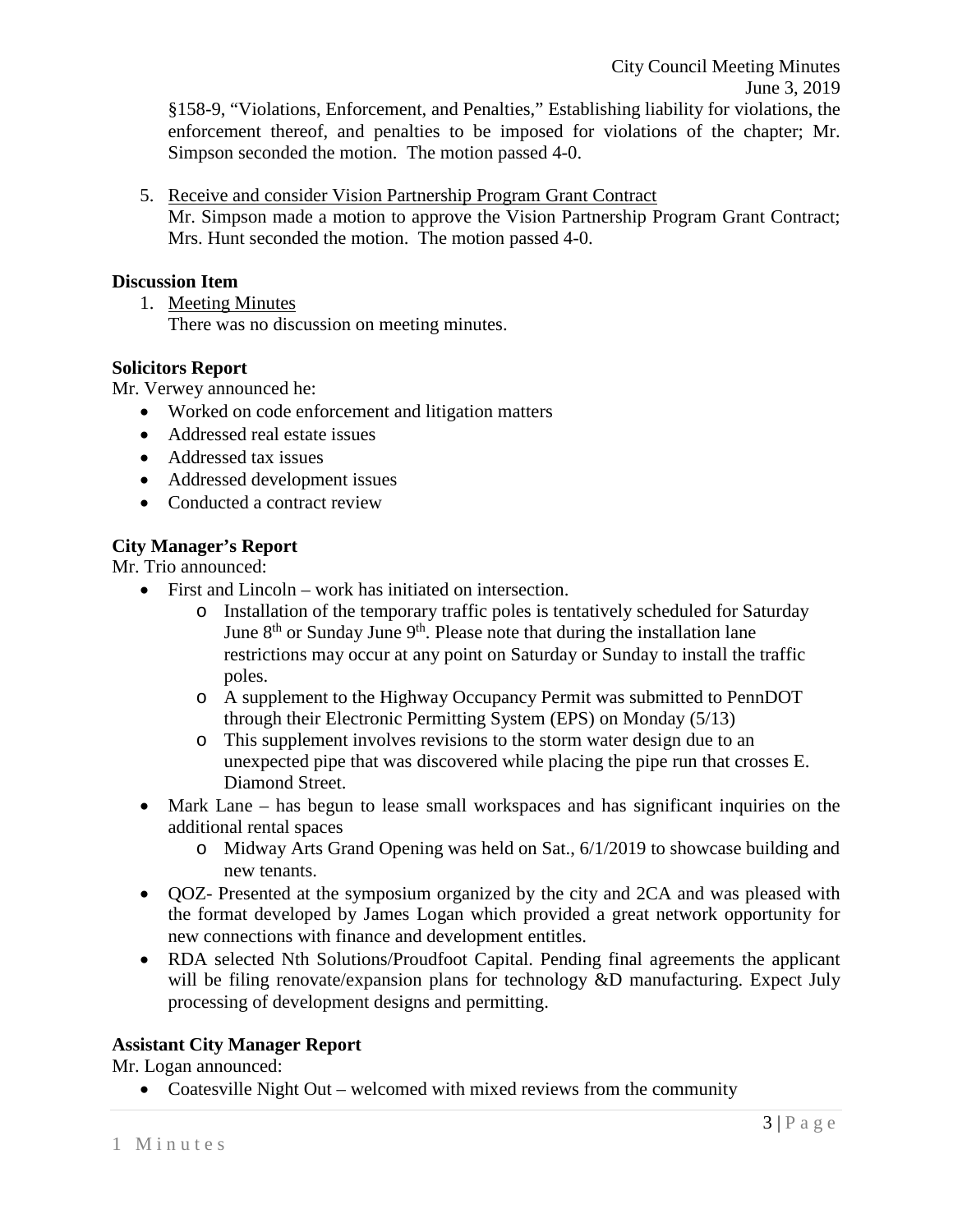§158-9, "Violations, Enforcement, and Penalties," Establishing liability for violations, the enforcement thereof, and penalties to be imposed for violations of the chapter; Mr. Simpson seconded the motion. The motion passed 4-0.

5. Receive and consider Vision Partnership Program Grant Contract
   Mr. Simpson made a motion to approve the Vision Partnership Program Grant Contract; Mrs. Hunt seconded the motion. The motion passed 4-0.

**Discussion Item**

1. Meeting Minutes
   There was no discussion on meeting minutes.

**Solicitors Report**

Mr. Verwey announced he:

- Worked on code enforcement and litigation matters
- Addressed real estate issues
- Addressed tax issues
- Addressed development issues
- Conducted a contract review

**City Manager's Report**

Mr. Trio announced:

- First and Lincoln – work has initiated on intersection.
    - Installation of the temporary traffic poles is tentatively scheduled for Saturday June 8th or Sunday June 9th. Please note that during the installation lane restrictions may occur at any point on Saturday or Sunday to install the traffic poles.
    - A supplement to the Highway Occupancy Permit was submitted to PennDOT through their Electronic Permitting System (EPS) on Monday (5/13)
    - This supplement involves revisions to the storm water design due to an unexpected pipe that was discovered while placing the pipe run that crosses E. Diamond Street.
- Mark Lane – has begun to lease small workspaces and has significant inquiries on the additional rental spaces
    - Midway Arts Grand Opening was held on Sat., 6/1/2019 to showcase building and new tenants.
- QOZ- Presented at the symposium organized by the city and 2CA and was pleased with the format developed by James Logan which provided a great network opportunity for new connections with finance and development entitles.
- RDA selected Nth Solutions/Proudfoot Capital. Pending final agreements the applicant will be filing renovate/expansion plans for technology &D manufacturing. Expect July processing of development designs and permitting.

**Assistant City Manager Report**

Mr. Logan announced:

- Coatesville Night Out – welcomed with mixed reviews from the community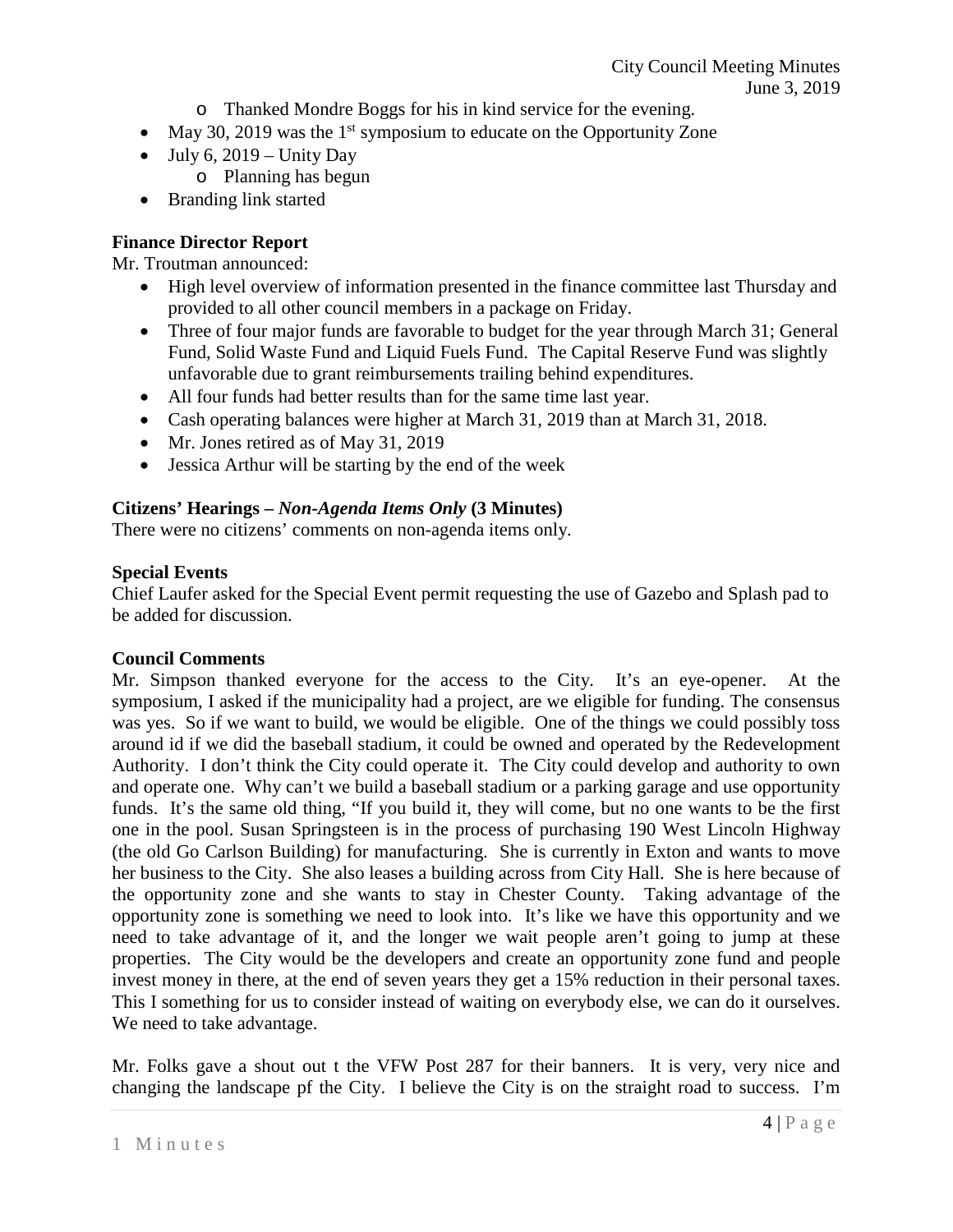- Thanked Mondre Boggs for his in kind service for the evening.
- May 30, 2019 was the 1st symposium to educate on the Opportunity Zone
- July 6, 2019 – Unity Day
  - Planning has begun
- Branding link started

**Finance Director Report**

Mr. Troutman announced:

- High level overview of information presented in the finance committee last Thursday and provided to all other council members in a package on Friday.
- Three of four major funds are favorable to budget for the year through March 31; General Fund, Solid Waste Fund and Liquid Fuels Fund. The Capital Reserve Fund was slightly unfavorable due to grant reimbursements trailing behind expenditures.
- All four funds had better results than for the same time last year.
- Cash operating balances were higher at March 31, 2019 than at March 31, 2018.
- Mr. Jones retired as of May 31, 2019
- Jessica Arthur will be starting by the end of the week

**Citizens' Hearings – *Non-Agenda Items Only* (3 Minutes)**

There were no citizens' comments on non-agenda items only.

**Special Events**

Chief Laufer asked for the Special Event permit requesting the use of Gazebo and Splash pad to be added for discussion.

**Council Comments**

Mr. Simpson thanked everyone for the access to the City. It's an eye-opener. At the symposium, I asked if the municipality had a project, are we eligible for funding. The consensus was yes. So if we want to build, we would be eligible. One of the things we could possibly toss around id if we did the baseball stadium, it could be owned and operated by the Redevelopment Authority. I don't think the City could operate it. The City could develop and authority to own and operate one. Why can't we build a baseball stadium or a parking garage and use opportunity funds. It's the same old thing, "If you build it, they will come, but no one wants to be the first one in the pool. Susan Springsteen is in the process of purchasing 190 West Lincoln Highway (the old Go Carlson Building) for manufacturing. She is currently in Exton and wants to move her business to the City. She also leases a building across from City Hall. She is here because of the opportunity zone and she wants to stay in Chester County. Taking advantage of the opportunity zone is something we need to look into. It's like we have this opportunity and we need to take advantage of it, and the longer we wait people aren't going to jump at these properties. The City would be the developers and create an opportunity zone fund and people invest money in there, at the end of seven years they get a 15% reduction in their personal taxes. This I something for us to consider instead of waiting on everybody else, we can do it ourselves. We need to take advantage.

Mr. Folks gave a shout out t the VFW Post 287 for their banners. It is very, very nice and changing the landscape pf the City. I believe the City is on the straight road to success. I'm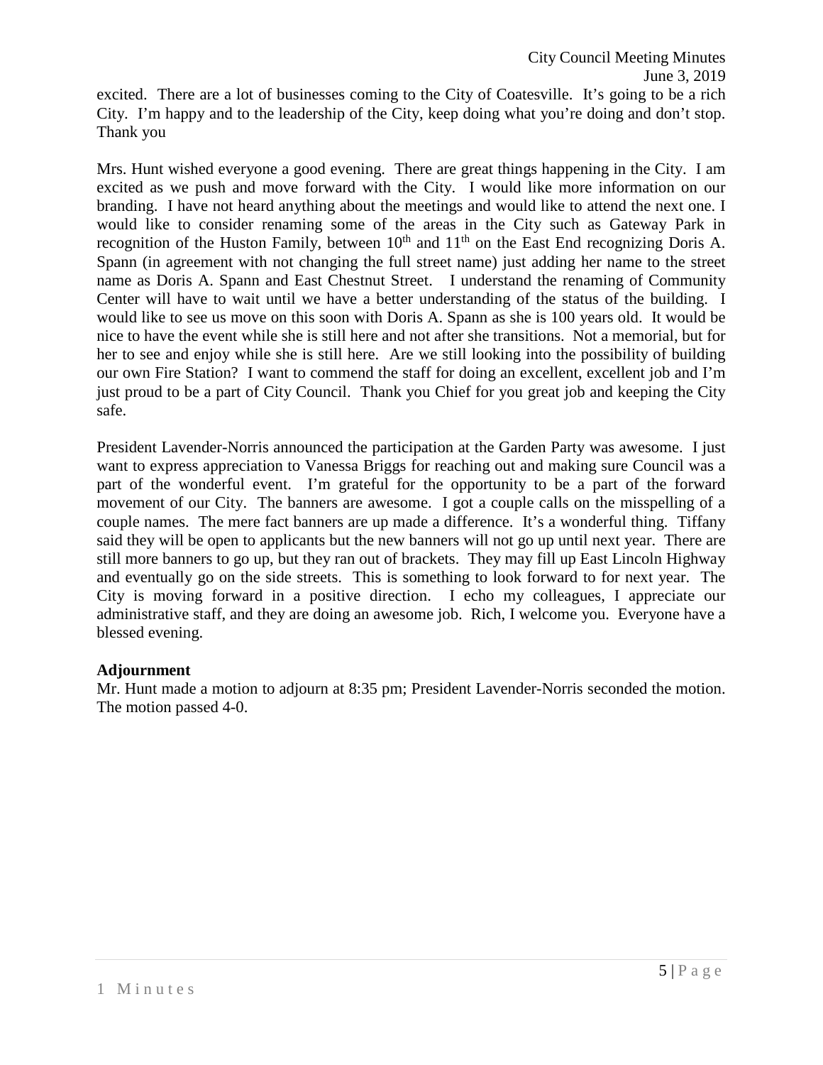excited. There are a lot of businesses coming to the City of Coatesville. It's going to be a rich City. I'm happy and to the leadership of the City, keep doing what you're doing and don't stop. Thank you

Mrs. Hunt wished everyone a good evening. There are great things happening in the City. I am excited as we push and move forward with the City. I would like more information on our branding. I have not heard anything about the meetings and would like to attend the next one. I would like to consider renaming some of the areas in the City such as Gateway Park in recognition of the Huston Family, between 10th and 11th on the East End recognizing Doris A. Spann (in agreement with not changing the full street name) just adding her name to the street name as Doris A. Spann and East Chestnut Street. I understand the renaming of Community Center will have to wait until we have a better understanding of the status of the building. I would like to see us move on this soon with Doris A. Spann as she is 100 years old. It would be nice to have the event while she is still here and not after she transitions. Not a memorial, but for her to see and enjoy while she is still here. Are we still looking into the possibility of building our own Fire Station? I want to commend the staff for doing an excellent, excellent job and I'm just proud to be a part of City Council. Thank you Chief for you great job and keeping the City safe.

President Lavender-Norris announced the participation at the Garden Party was awesome. I just want to express appreciation to Vanessa Briggs for reaching out and making sure Council was a part of the wonderful event. I'm grateful for the opportunity to be a part of the forward movement of our City. The banners are awesome. I got a couple calls on the misspelling of a couple names. The mere fact banners are up made a difference. It's a wonderful thing. Tiffany said they will be open to applicants but the new banners will not go up until next year. There are still more banners to go up, but they ran out of brackets. They may fill up East Lincoln Highway and eventually go on the side streets. This is something to look forward to for next year. The City is moving forward in a positive direction. I echo my colleagues, I appreciate our administrative staff, and they are doing an awesome job. Rich, I welcome you. Everyone have a blessed evening.

**Adjournment**

Mr. Hunt made a motion to adjourn at 8:35 pm; President Lavender-Norris seconded the motion. The motion passed 4-0.